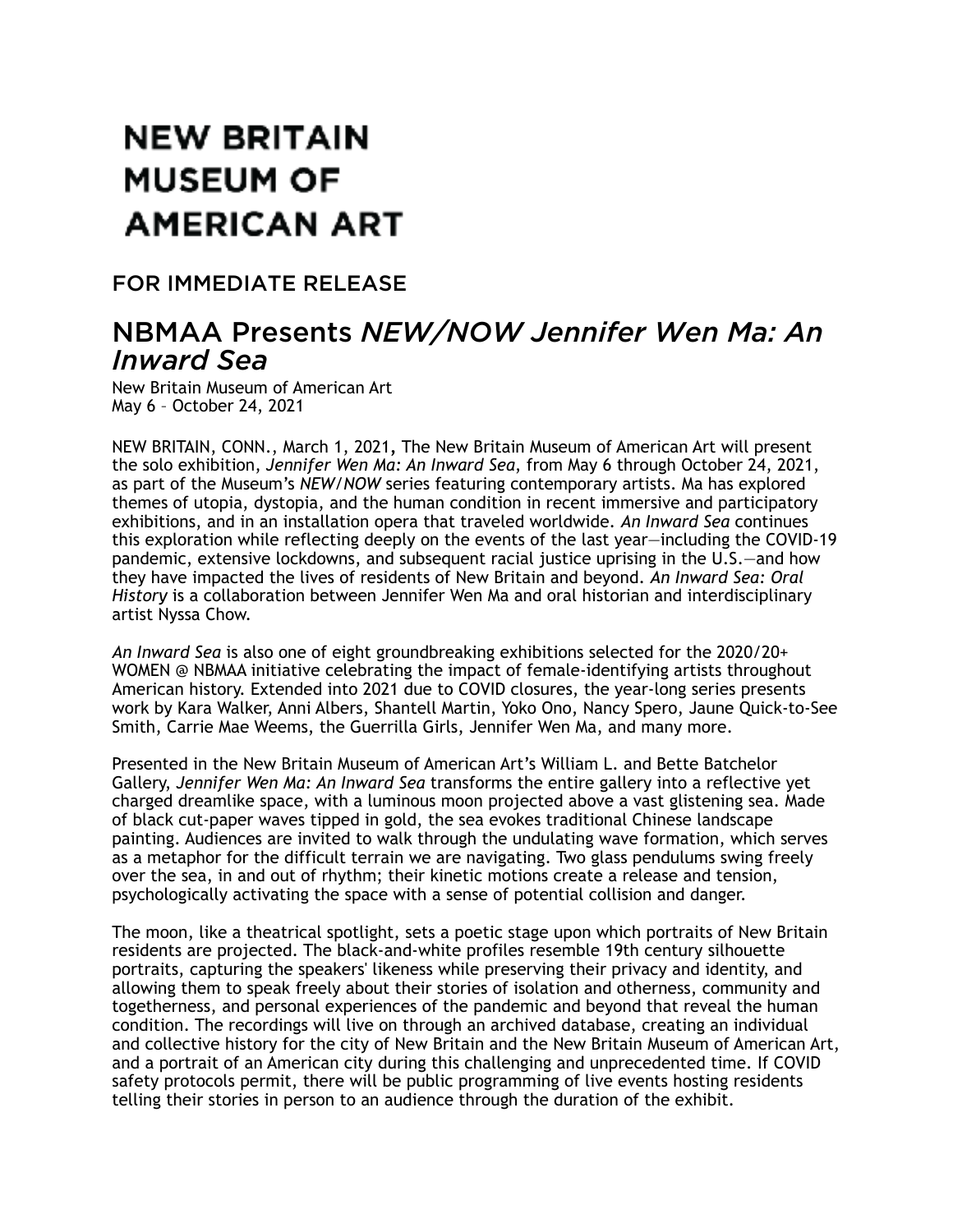**NEW BRITAIN MUSEUM OF AMERICAN ART**

FOR IMMEDIATE RELEASE

# NBMAA Presents *NEW/NOW Jennifer Wen Ma: An Inward Sea*

New Britain Museum of American Art
May 6 – October 24, 2021

NEW BRITAIN, CONN., March 1, 2021**,** The New Britain Museum of American Art will present the solo exhibition, *Jennifer Wen Ma: An Inward Sea,* from May 6 through October 24, 2021, as part of the Museum's *NEW/NOW* series featuring contemporary artists. Ma has explored themes of utopia, dystopia, and the human condition in recent immersive and participatory exhibitions, and in an installation opera that traveled worldwide. *An Inward Sea* continues this exploration while reflecting deeply on the events of the last year—including the COVID-19 pandemic, extensive lockdowns, and subsequent racial justice uprising in the U.S.—and how they have impacted the lives of residents of New Britain and beyond. *An Inward Sea: Oral History* is a collaboration between Jennifer Wen Ma and oral historian and interdisciplinary artist Nyssa Chow.

*An Inward Sea* is also one of eight groundbreaking exhibitions selected for the 2020/20+ WOMEN @ NBMAA initiative celebrating the impact of female-identifying artists throughout American history. Extended into 2021 due to COVID closures, the year-long series presents work by Kara Walker, Anni Albers, Shantell Martin, Yoko Ono, Nancy Spero, Jaune Quick-to-See Smith, Carrie Mae Weems, the Guerrilla Girls, Jennifer Wen Ma, and many more.

Presented in the New Britain Museum of American Art's William L. and Bette Batchelor Gallery, *Jennifer Wen Ma: An Inward Sea* transforms the entire gallery into a reflective yet charged dreamlike space, with a luminous moon projected above a vast glistening sea. Made of black cut-paper waves tipped in gold, the sea evokes traditional Chinese landscape painting. Audiences are invited to walk through the undulating wave formation, which serves as a metaphor for the difficult terrain we are navigating. Two glass pendulums swing freely over the sea, in and out of rhythm; their kinetic motions create a release and tension, psychologically activating the space with a sense of potential collision and danger.

The moon, like a theatrical spotlight, sets a poetic stage upon which portraits of New Britain residents are projected. The black-and-white profiles resemble 19th century silhouette portraits, capturing the speakers' likeness while preserving their privacy and identity, and allowing them to speak freely about their stories of isolation and otherness, community and togetherness, and personal experiences of the pandemic and beyond that reveal the human condition. The recordings will live on through an archived database, creating an individual and collective history for the city of New Britain and the New Britain Museum of American Art, and a portrait of an American city during this challenging and unprecedented time. If COVID safety protocols permit, there will be public programming of live events hosting residents telling their stories in person to an audience through the duration of the exhibit.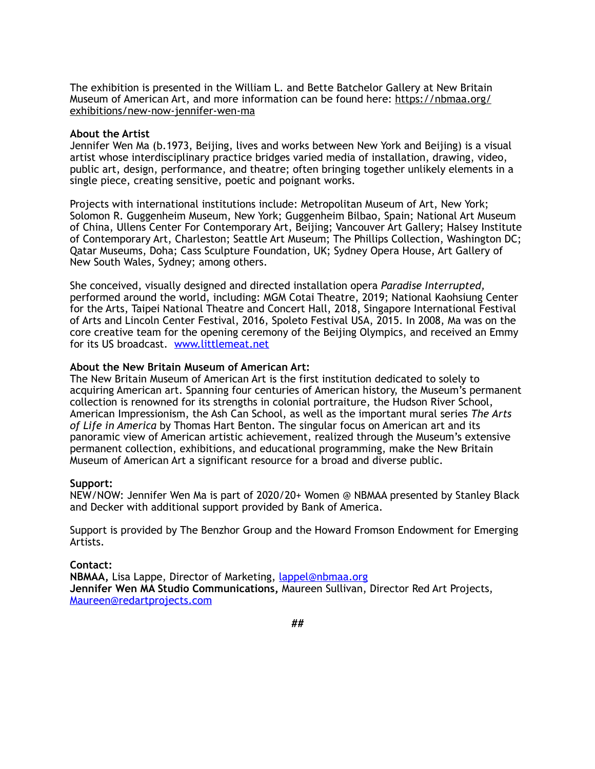The exhibition is presented in the William L. and Bette Batchelor Gallery at New Britain Museum of American Art, and more information can be found here: https://nbmaa.org/exhibitions/new-now-jennifer-wen-ma

**About the Artist**
Jennifer Wen Ma (b.1973, Beijing, lives and works between New York and Beijing) is a visual artist whose interdisciplinary practice bridges varied media of installation, drawing, video, public art, design, performance, and theatre; often bringing together unlikely elements in a single piece, creating sensitive, poetic and poignant works.

Projects with international institutions include: Metropolitan Museum of Art, New York; Solomon R. Guggenheim Museum, New York; Guggenheim Bilbao, Spain; National Art Museum of China, Ullens Center For Contemporary Art, Beijing; Vancouver Art Gallery; Halsey Institute of Contemporary Art, Charleston; Seattle Art Museum; The Phillips Collection, Washington DC; Qatar Museums, Doha; Cass Sculpture Foundation, UK; Sydney Opera House, Art Gallery of New South Wales, Sydney; among others.

She conceived, visually designed and directed installation opera *Paradise Interrupted,* performed around the world, including: MGM Cotai Theatre, 2019; National Kaohsiung Center for the Arts, Taipei National Theatre and Concert Hall, 2018, Singapore International Festival of Arts and Lincoln Center Festival, 2016, Spoleto Festival USA, 2015. In 2008, Ma was on the core creative team for the opening ceremony of the Beijing Olympics, and received an Emmy for its US broadcast. www.littlemeat.net

**About the New Britain Museum of American Art:**
The New Britain Museum of American Art is the first institution dedicated to solely to acquiring American art. Spanning four centuries of American history, the Museum's permanent collection is renowned for its strengths in colonial portraiture, the Hudson River School, American Impressionism, the Ash Can School, as well as the important mural series *The Arts of Life in America* by Thomas Hart Benton. The singular focus on American art and its panoramic view of American artistic achievement, realized through the Museum's extensive permanent collection, exhibitions, and educational programming, make the New Britain Museum of American Art a significant resource for a broad and diverse public.

**Support:**
NEW/NOW: Jennifer Wen Ma is part of 2020/20+ Women @ NBMAA presented by Stanley Black and Decker with additional support provided by Bank of America.

Support is provided by The Benzhor Group and the Howard Fromson Endowment for Emerging Artists.

**Contact:**
**NBMAA,** Lisa Lappe, Director of Marketing, lappel@nbmaa.org
**Jennifer Wen MA Studio Communications,** Maureen Sullivan, Director Red Art Projects, Maureen@redartprojects.com

##